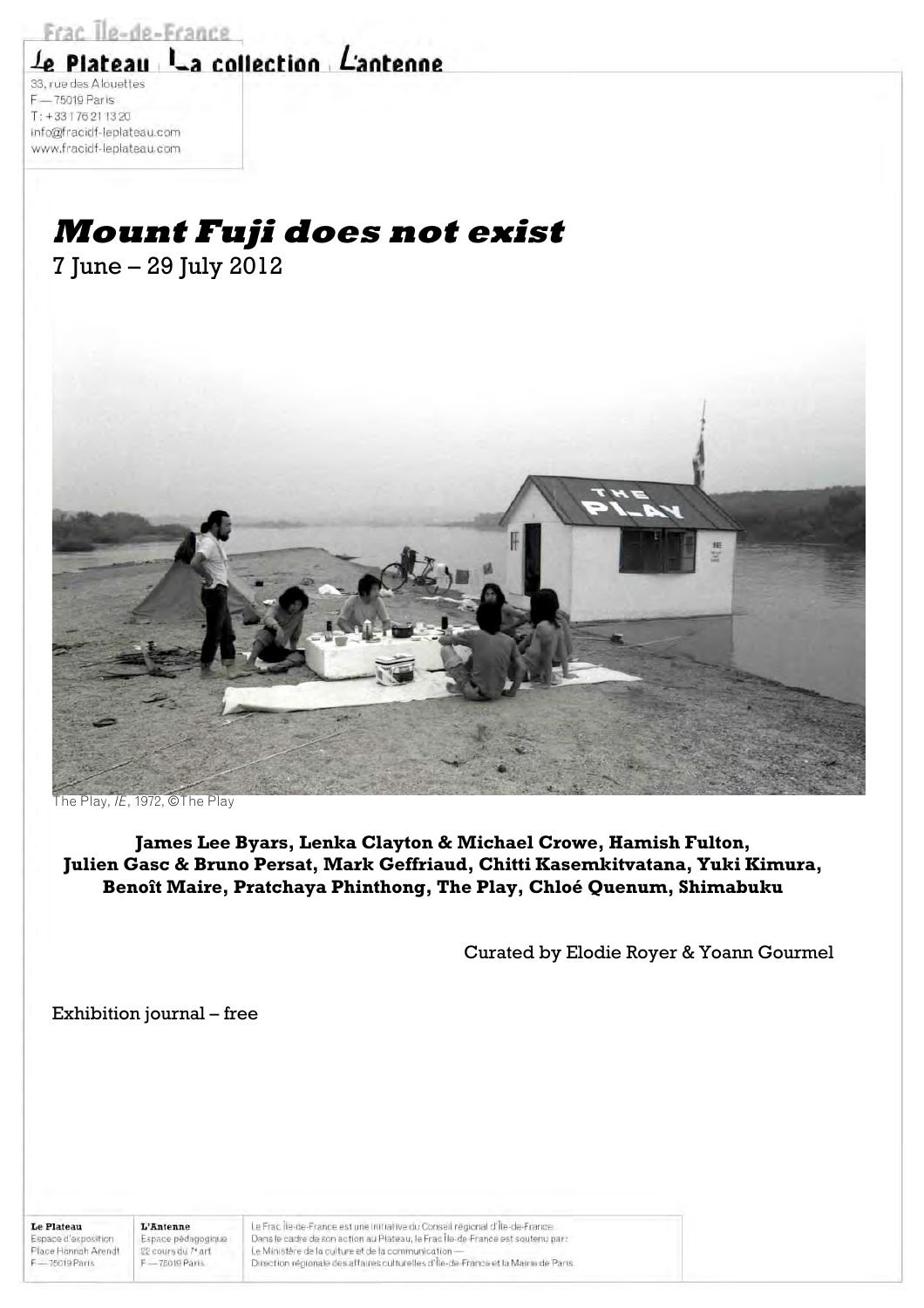Frac Île-de-France

Le Plateau | La collection | L'antenne

33, rue des Alouettes
F — 75019 Paris
T : +33 1 76 21 13 20
info@fracidf-leplateau.com
www.fracidf-leplateau.com

# *Mount Fuji does not exist*

7 June – 29 July 2012

The Play, *IE*, 1972, ©The Play

**James Lee Byars, Lenka Clayton & Michael Crowe, Hamish Fulton, Julien Gasc & Bruno Persat, Mark Geffriaud, Chitti Kasemkitvatana, Yuki Kimura, Benoît Maire, Pratchaya Phinthong, The Play, Chloé Quenum, Shimabuku**

Curated by Elodie Royer & Yoann Gourmel

Exhibition journal – free

**Le Plateau**
Espace d'exposition
Place Hannah Arendt
F — 75019 Paris

**L'Antenne**
Espace pédagogique
22 cours du 7e art
F — 75019 Paris

Le Frac Île-de-France est une initiative du Conseil régional d'Île-de-France.
Dans le cadre de son action au Plateau, le Frac Île-de-France est soutenu par :
Le Ministère de la culture et de la communication —
Direction régionale des affaires culturelles d'Île-de-France et la Mairie de Paris.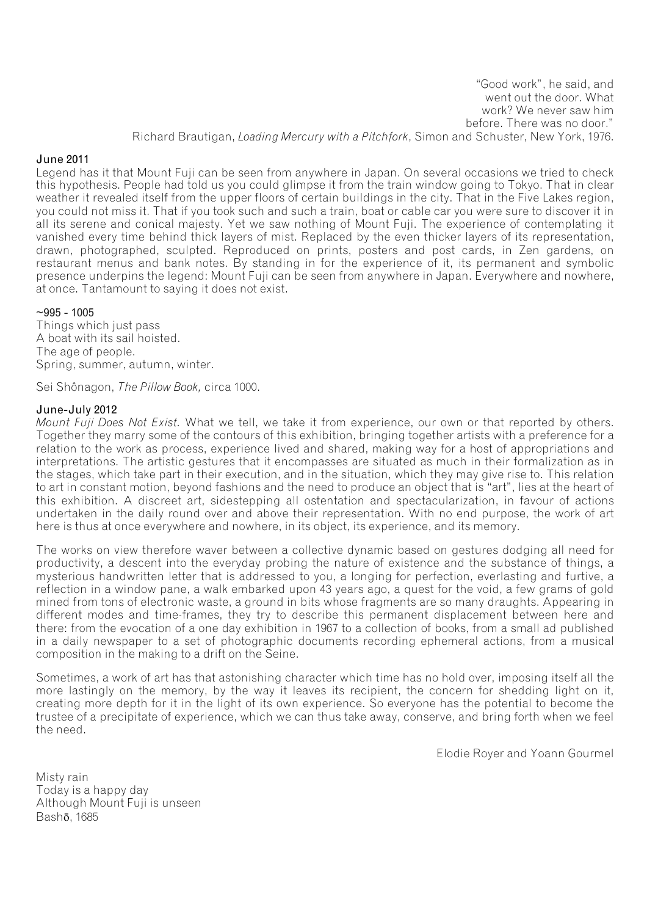"Good work", he said, and
went out the door. What
work? We never saw him
before. There was no door."
Richard Brautigan, *Loading Mercury with a Pitchfork*, Simon and Schuster, New York, 1976.

**June 2011**

Legend has it that Mount Fuji can be seen from anywhere in Japan. On several occasions we tried to check this hypothesis. People had told us you could glimpse it from the train window going to Tokyo. That in clear weather it revealed itself from the upper floors of certain buildings in the city. That in the Five Lakes region, you could not miss it. That if you took such and such a train, boat or cable car you were sure to discover it in all its serene and conical majesty. Yet we saw nothing of Mount Fuji. The experience of contemplating it vanished every time behind thick layers of mist. Replaced by the even thicker layers of its representation, drawn, photographed, sculpted. Reproduced on prints, posters and post cards, in Zen gardens, on restaurant menus and bank notes. By standing in for the experience of it, its permanent and symbolic presence underpins the legend: Mount Fuji can be seen from anywhere in Japan. Everywhere and nowhere, at once. Tantamount to saying it does not exist.

**~995 - 1005**

Things which just pass
A boat with its sail hoisted.
The age of people.
Spring, summer, autumn, winter.

Sei Shônagon, *The Pillow Book,* circa 1000.

**June-July 2012**

*Mount Fuji Does Not Exist.* What we tell, we take it from experience, our own or that reported by others. Together they marry some of the contours of this exhibition, bringing together artists with a preference for a relation to the work as process, experience lived and shared, making way for a host of appropriations and interpretations. The artistic gestures that it encompasses are situated as much in their formalization as in the stages, which take part in their execution, and in the situation, which they may give rise to. This relation to art in constant motion, beyond fashions and the need to produce an object that is "art", lies at the heart of this exhibition. A discreet art, sidestepping all ostentation and spectacularization, in favour of actions undertaken in the daily round over and above their representation. With no end purpose, the work of art here is thus at once everywhere and nowhere, in its object, its experience, and its memory.

The works on view therefore waver between a collective dynamic based on gestures dodging all need for productivity, a descent into the everyday probing the nature of existence and the substance of things, a mysterious handwritten letter that is addressed to you, a longing for perfection, everlasting and furtive, a reflection in a window pane, a walk embarked upon 43 years ago, a quest for the void, a few grams of gold mined from tons of electronic waste, a ground in bits whose fragments are so many draughts. Appearing in different modes and time-frames, they try to describe this permanent displacement between here and there: from the evocation of a one day exhibition in 1967 to a collection of books, from a small ad published in a daily newspaper to a set of photographic documents recording ephemeral actions, from a musical composition in the making to a drift on the Seine.

Sometimes, a work of art has that astonishing character which time has no hold over, imposing itself all the more lastingly on the memory, by the way it leaves its recipient, the concern for shedding light on it, creating more depth for it in the light of its own experience. So everyone has the potential to become the trustee of a precipitate of experience, which we can thus take away, conserve, and bring forth when we feel the need.

Elodie Royer and Yoann Gourmel

Misty rain
Today is a happy day
Although Mount Fuji is unseen
Bashō, 1685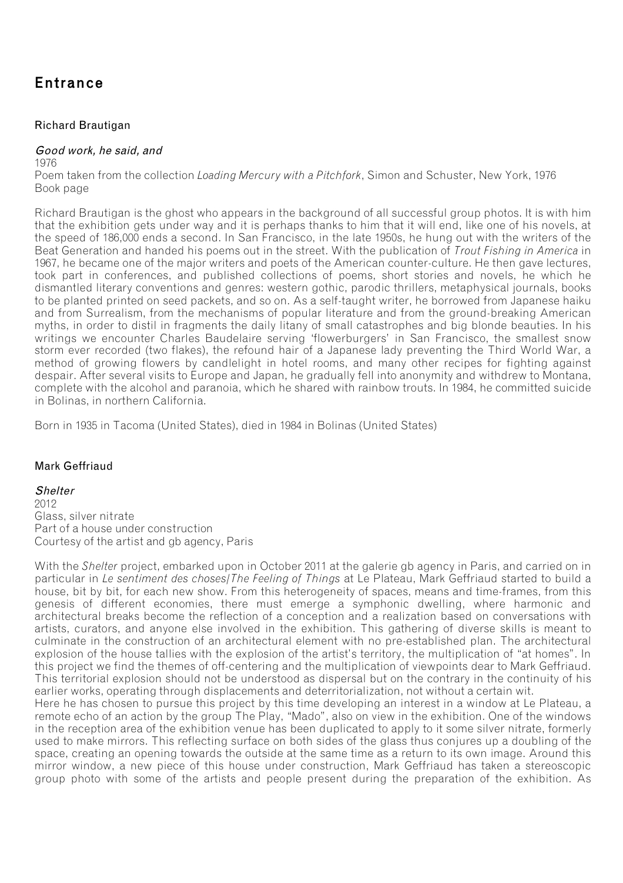# Entrance

### Richard Brautigan

*Good work, he said, and*
1976
Poem taken from the collection *Loading Mercury with a Pitchfork*, Simon and Schuster, New York, 1976
Book page

Richard Brautigan is the ghost who appears in the background of all successful group photos. It is with him that the exhibition gets under way and it is perhaps thanks to him that it will end, like one of his novels, at the speed of 186,000 ends a second. In San Francisco, in the late 1950s, he hung out with the writers of the Beat Generation and handed his poems out in the street. With the publication of *Trout Fishing in America* in 1967, he became one of the major writers and poets of the American counter-culture. He then gave lectures, took part in conferences, and published collections of poems, short stories and novels, he which he dismantled literary conventions and genres: western gothic, parodic thrillers, metaphysical journals, books to be planted printed on seed packets, and so on. As a self-taught writer, he borrowed from Japanese haiku and from Surrealism, from the mechanisms of popular literature and from the ground-breaking American myths, in order to distil in fragments the daily litany of small catastrophes and big blonde beauties. In his writings we encounter Charles Baudelaire serving 'flowerburgers' in San Francisco, the smallest snow storm ever recorded (two flakes), the refound hair of a Japanese lady preventing the Third World War, a method of growing flowers by candlelight in hotel rooms, and many other recipes for fighting against despair. After several visits to Europe and Japan, he gradually fell into anonymity and withdrew to Montana, complete with the alcohol and paranoia, which he shared with rainbow trouts. In 1984, he committed suicide in Bolinas, in northern California.

Born in 1935 in Tacoma (United States), died in 1984 in Bolinas (United States)

### Mark Geffriaud

*Shelter*
2012
Glass, silver nitrate
Part of a house under construction
Courtesy of the artist and gb agency, Paris

With the *Shelter* project, embarked upon in October 2011 at the galerie gb agency in Paris, and carried on in particular in *Le sentiment des choses/The Feeling of Things* at Le Plateau, Mark Geffriaud started to build a house, bit by bit, for each new show. From this heterogeneity of spaces, means and time-frames, from this genesis of different economies, there must emerge a symphonic dwelling, where harmonic and architectural breaks become the reflection of a conception and a realization based on conversations with artists, curators, and anyone else involved in the exhibition. This gathering of diverse skills is meant to culminate in the construction of an architectural element with no pre-established plan. The architectural explosion of the house tallies with the explosion of the artist's territory, the multiplication of "at homes". In this project we find the themes of off-centering and the multiplication of viewpoints dear to Mark Geffriaud. This territorial explosion should not be understood as dispersal but on the contrary in the continuity of his earlier works, operating through displacements and deterritorialization, not without a certain wit.
Here he has chosen to pursue this project by this time developing an interest in a window at Le Plateau, a remote echo of an action by the group The Play, "Mado", also on view in the exhibition. One of the windows in the reception area of the exhibition venue has been duplicated to apply to it some silver nitrate, formerly used to make mirrors. This reflecting surface on both sides of the glass thus conjures up a doubling of the space, creating an opening towards the outside at the same time as a return to its own image. Around this mirror window, a new piece of this house under construction, Mark Geffriaud has taken a stereoscopic group photo with some of the artists and people present during the preparation of the exhibition. As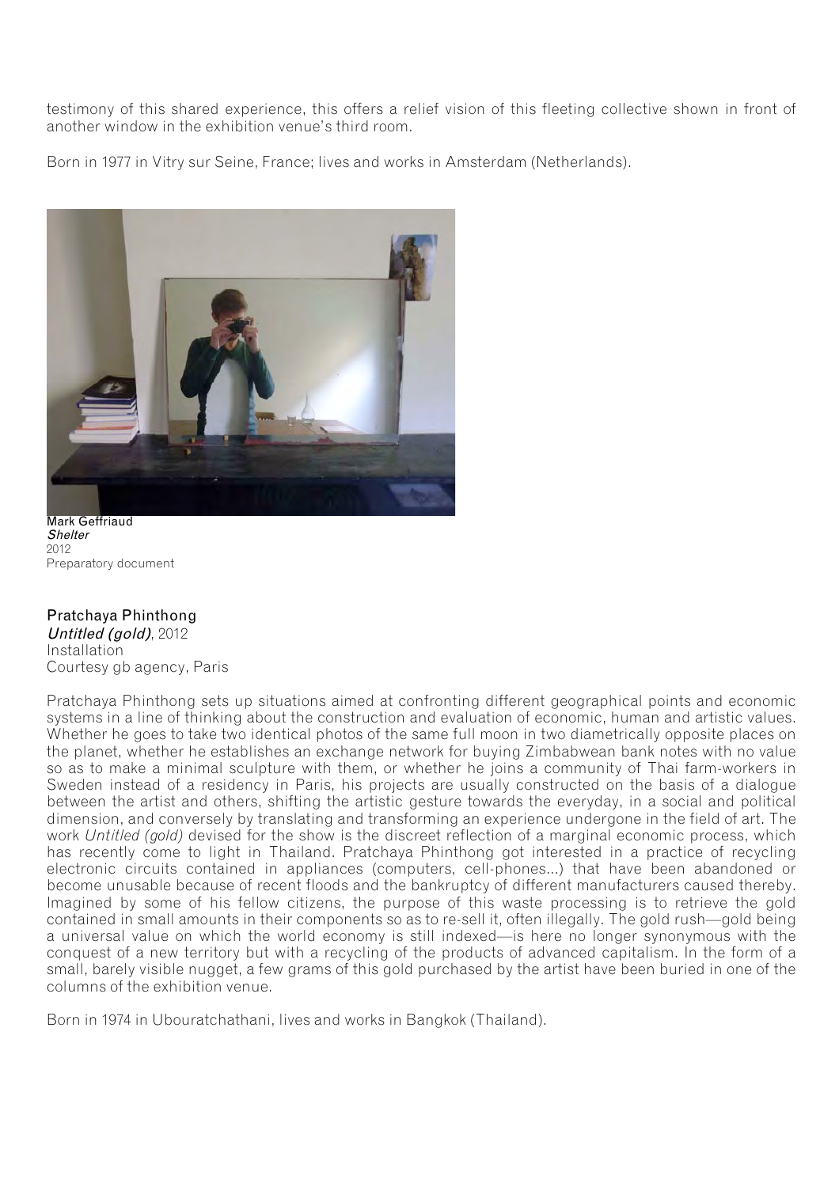testimony of this shared experience, this offers a relief vision of this fleeting collective shown in front of another window in the exhibition venue's third room.

Born in 1977 in Vitry sur Seine, France; lives and works in Amsterdam (Netherlands).

Mark Geffriaud
*Shelter*
2012
Preparatory document

**Pratchaya Phinthong**
*Untitled (gold)*, 2012
Installation
Courtesy gb agency, Paris

Pratchaya Phinthong sets up situations aimed at confronting different geographical points and economic systems in a line of thinking about the construction and evaluation of economic, human and artistic values. Whether he goes to take two identical photos of the same full moon in two diametrically opposite places on the planet, whether he establishes an exchange network for buying Zimbabwean bank notes with no value so as to make a minimal sculpture with them, or whether he joins a community of Thai farm-workers in Sweden instead of a residency in Paris, his projects are usually constructed on the basis of a dialogue between the artist and others, shifting the artistic gesture towards the everyday, in a social and political dimension, and conversely by translating and transforming an experience undergone in the field of art. The work *Untitled (gold)* devised for the show is the discreet reflection of a marginal economic process, which has recently come to light in Thailand. Pratchaya Phinthong got interested in a practice of recycling electronic circuits contained in appliances (computers, cell-phones...) that have been abandoned or become unusable because of recent floods and the bankruptcy of different manufacturers caused thereby. Imagined by some of his fellow citizens, the purpose of this waste processing is to retrieve the gold contained in small amounts in their components so as to re-sell it, often illegally. The gold rush—gold being a universal value on which the world economy is still indexed—is here no longer synonymous with the conquest of a new territory but with a recycling of the products of advanced capitalism. In the form of a small, barely visible nugget, a few grams of this gold purchased by the artist have been buried in one of the columns of the exhibition venue.

Born in 1974 in Ubouratchathani, lives and works in Bangkok (Thailand).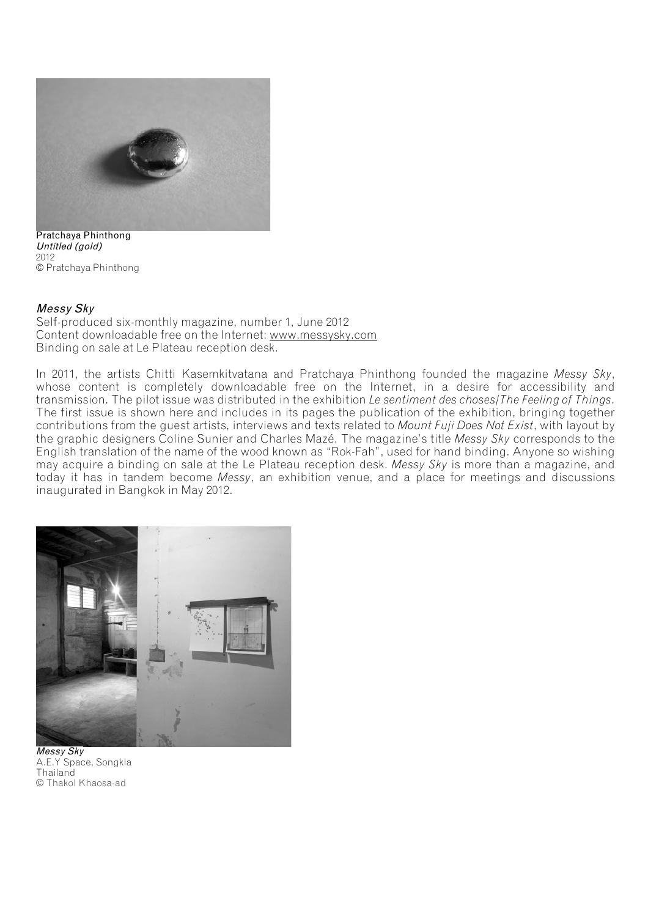Pratchaya Phinthong
*Untitled (gold)*
2012
© Pratchaya Phinthong

*Messy Sky*
Self-produced six-monthly magazine, number 1, June 2012
Content downloadable free on the Internet: www.messysky.com
Binding on sale at Le Plateau reception desk.

In 2011, the artists Chitti Kasemkitvatana and Pratchaya Phinthong founded the magazine *Messy Sky*, whose content is completely downloadable free on the Internet, in a desire for accessibility and transmission. The pilot issue was distributed in the exhibition *Le sentiment des choses/The Feeling of Things*. The first issue is shown here and includes in its pages the publication of the exhibition, bringing together contributions from the guest artists, interviews and texts related to *Mount Fuji Does Not Exist*, with layout by the graphic designers Coline Sunier and Charles Mazé. The magazine's title *Messy Sky* corresponds to the English translation of the name of the wood known as "Rok-Fah", used for hand binding. Anyone so wishing may acquire a binding on sale at the Le Plateau reception desk. *Messy Sky* is more than a magazine, and today it has in tandem become *Messy*, an exhibition venue, and a place for meetings and discussions inaugurated in Bangkok in May 2012.

*Messy Sky*
A.E.Y Space, Songkla
Thailand
© Thakol Khaosa-ad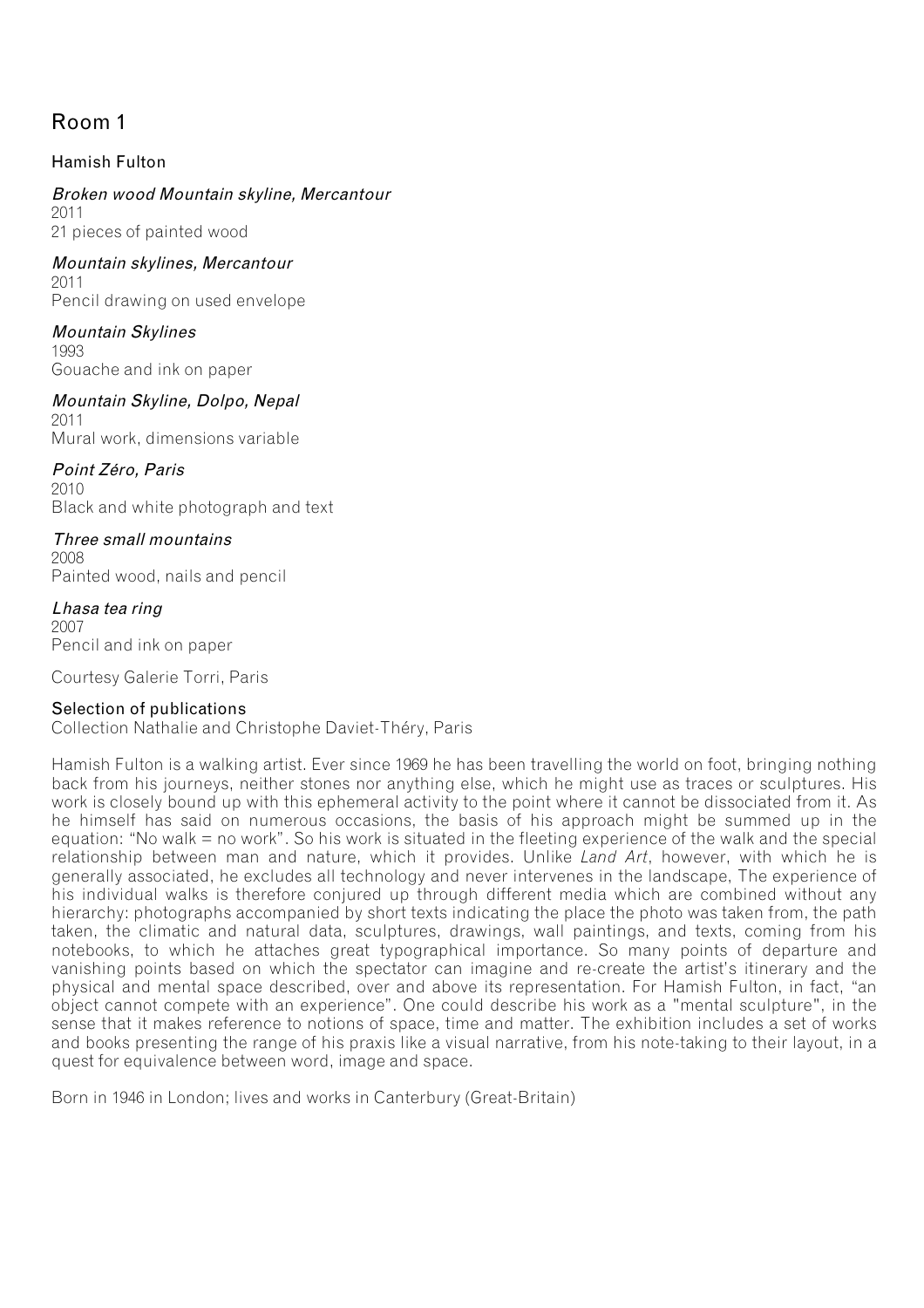# Room 1

## Hamish Fulton

*Broken wood Mountain skyline, Mercantour*
2011
21 pieces of painted wood

*Mountain skylines, Mercantour*
2011
Pencil drawing on used envelope

*Mountain Skylines*
1993
Gouache and ink on paper

*Mountain Skyline, Dolpo, Nepal*
2011
Mural work, dimensions variable

*Point Zéro, Paris*
2010
Black and white photograph and text

*Three small mountains*
2008
Painted wood, nails and pencil

*Lhasa tea ring*
2007
Pencil and ink on paper

Courtesy Galerie Torri, Paris

**Selection of publications**
Collection Nathalie and Christophe Daviet-Théry, Paris

Hamish Fulton is a walking artist. Ever since 1969 he has been travelling the world on foot, bringing nothing back from his journeys, neither stones nor anything else, which he might use as traces or sculptures. His work is closely bound up with this ephemeral activity to the point where it cannot be dissociated from it. As he himself has said on numerous occasions, the basis of his approach might be summed up in the equation: "No walk = no work". So his work is situated in the fleeting experience of the walk and the special relationship between man and nature, which it provides. Unlike *Land Art*, however, with which he is generally associated, he excludes all technology and never intervenes in the landscape, The experience of his individual walks is therefore conjured up through different media which are combined without any hierarchy: photographs accompanied by short texts indicating the place the photo was taken from, the path taken, the climatic and natural data, sculptures, drawings, wall paintings, and texts, coming from his notebooks, to which he attaches great typographical importance. So many points of departure and vanishing points based on which the spectator can imagine and re-create the artist's itinerary and the physical and mental space described, over and above its representation. For Hamish Fulton, in fact, "an object cannot compete with an experience". One could describe his work as a "mental sculpture", in the sense that it makes reference to notions of space, time and matter. The exhibition includes a set of works and books presenting the range of his praxis like a visual narrative, from his note-taking to their layout, in a quest for equivalence between word, image and space.

Born in 1946 in London; lives and works in Canterbury (Great-Britain)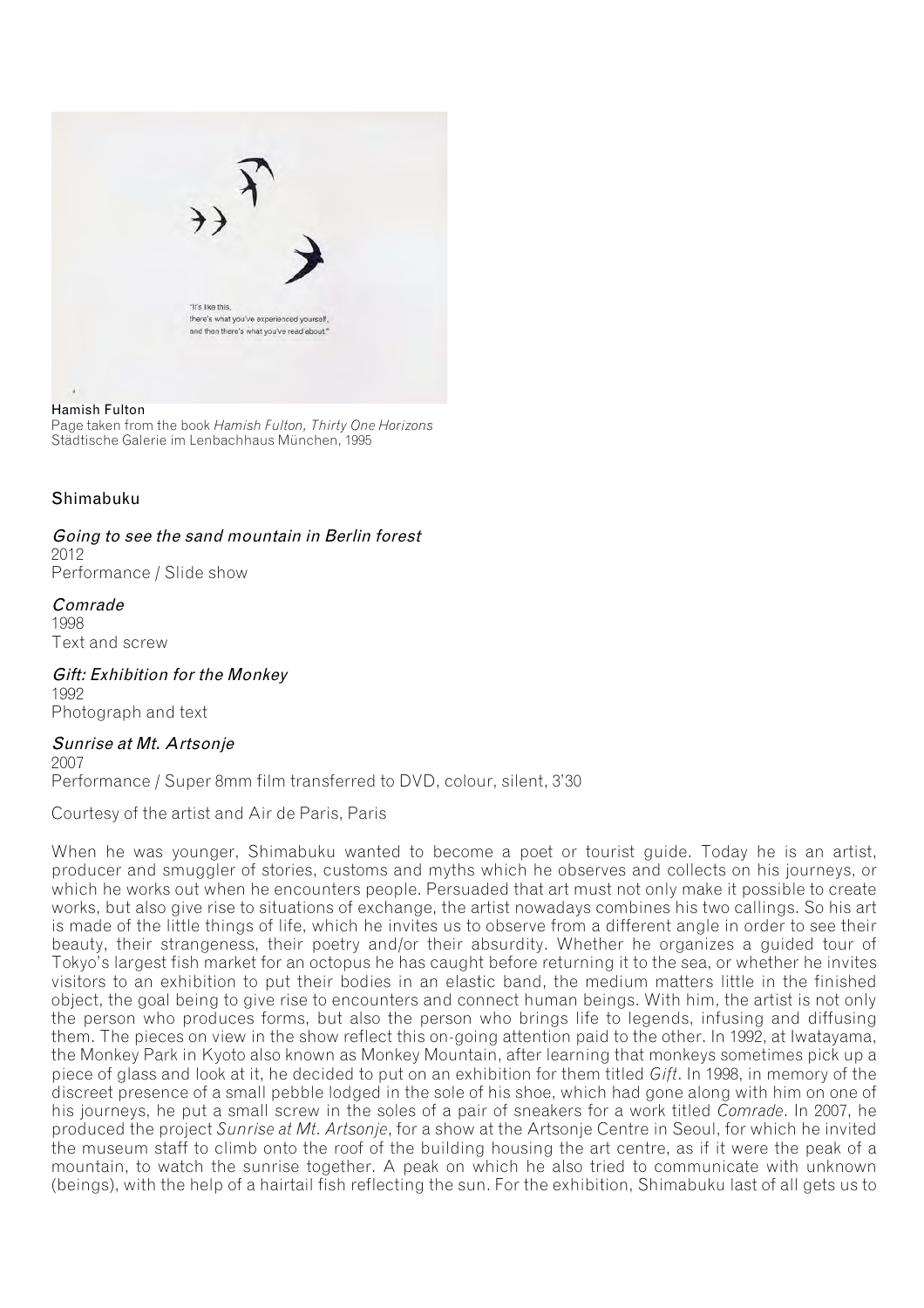"It's like this,
there's what you've experienced yourself,
and then there's what you've read about."

Hamish Fulton
Page taken from the book *Hamish Fulton, Thirty One Horizons*
Städtische Galerie im Lenbachhaus München, 1995

## Shimabuku

*Going to see the sand mountain in Berlin forest*
2012
Performance / Slide show

*Comrade*
1998
Text and screw

*Gift: Exhibition for the Monkey*
1992
Photograph and text

*Sunrise at Mt. Artsonje*
2007
Performance / Super 8mm film transferred to DVD, colour, silent, 3'30

Courtesy of the artist and Air de Paris, Paris

When he was younger, Shimabuku wanted to become a poet or tourist guide. Today he is an artist, producer and smuggler of stories, customs and myths which he observes and collects on his journeys, or which he works out when he encounters people. Persuaded that art must not only make it possible to create works, but also give rise to situations of exchange, the artist nowadays combines his two callings. So his art is made of the little things of life, which he invites us to observe from a different angle in order to see their beauty, their strangeness, their poetry and/or their absurdity. Whether he organizes a guided tour of Tokyo's largest fish market for an octopus he has caught before returning it to the sea, or whether he invites visitors to an exhibition to put their bodies in an elastic band, the medium matters little in the finished object, the goal being to give rise to encounters and connect human beings. With him, the artist is not only the person who produces forms, but also the person who brings life to legends, infusing and diffusing them. The pieces on view in the show reflect this on-going attention paid to the other. In 1992, at Iwatayama, the Monkey Park in Kyoto also known as Monkey Mountain, after learning that monkeys sometimes pick up a piece of glass and look at it, he decided to put on an exhibition for them titled *Gift*. In 1998, in memory of the discreet presence of a small pebble lodged in the sole of his shoe, which had gone along with him on one of his journeys, he put a small screw in the soles of a pair of sneakers for a work titled *Comrade*. In 2007, he produced the project *Sunrise at Mt. Artsonje*, for a show at the Artsonje Centre in Seoul, for which he invited the museum staff to climb onto the roof of the building housing the art centre, as if it were the peak of a mountain, to watch the sunrise together. A peak on which he also tried to communicate with unknown (beings), with the help of a hairtail fish reflecting the sun. For the exhibition, Shimabuku last of all gets us to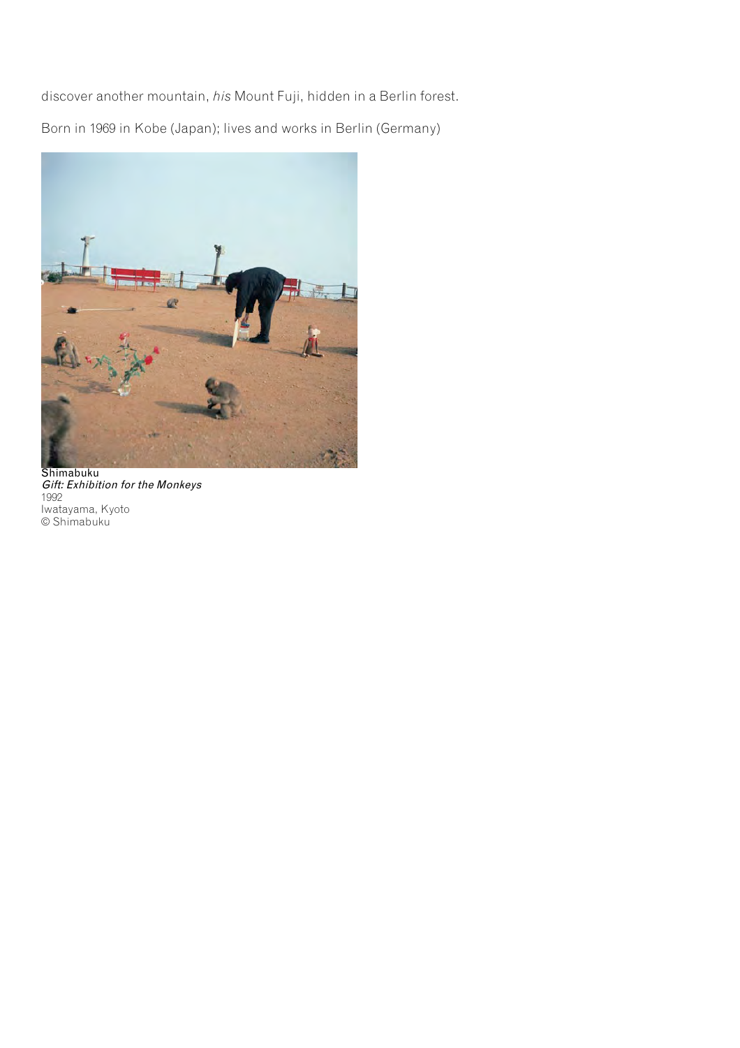discover another mountain, *his* Mount Fuji, hidden in a Berlin forest.

Born in 1969 in Kobe (Japan); lives and works in Berlin (Germany)

Shimabuku
*Gift: Exhibition for the Monkeys*
1992
Iwatayama, Kyoto
© Shimabuku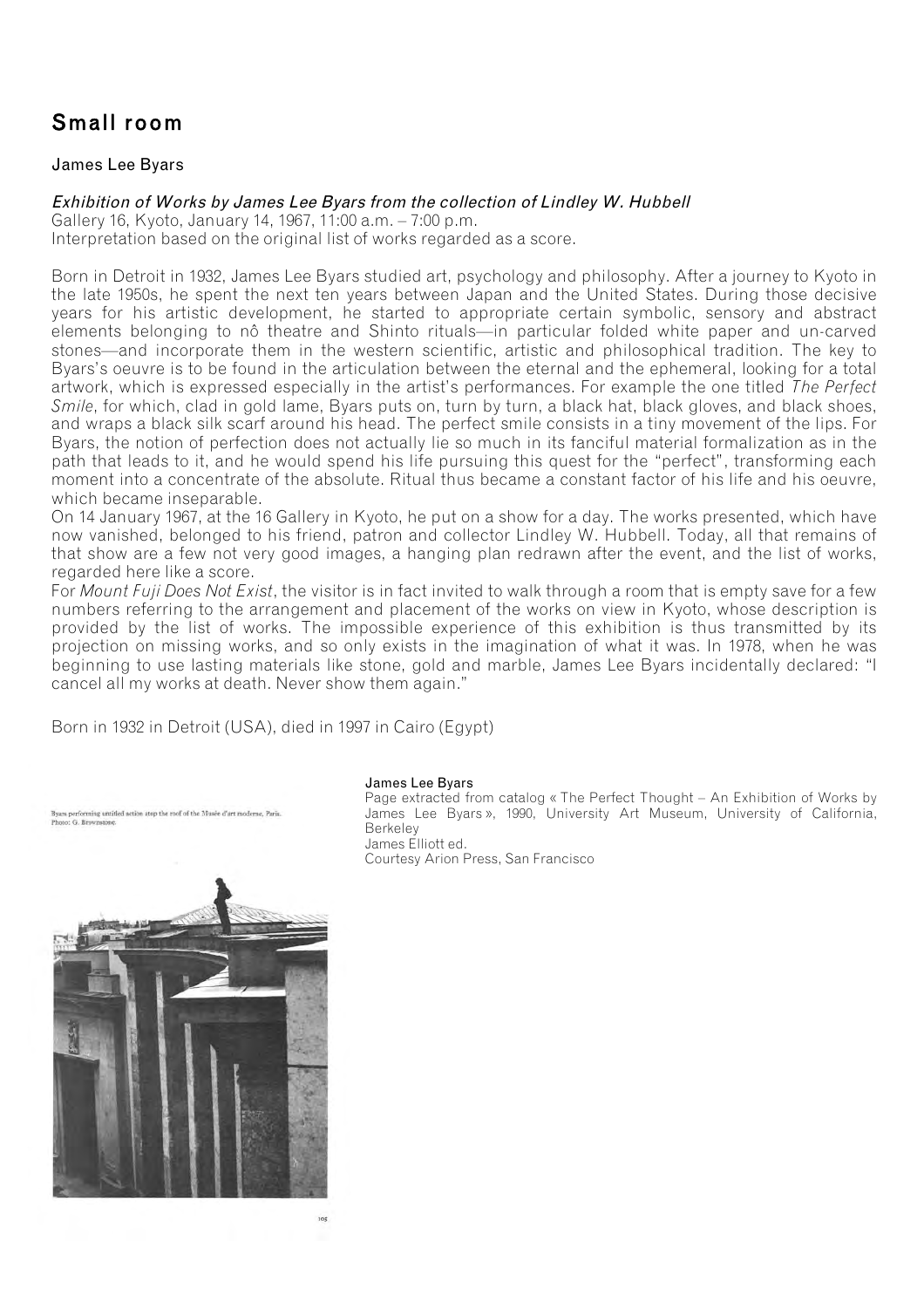# Small room

## James Lee Byars

*Exhibition of Works by James Lee Byars from the collection of Lindley W. Hubbell*
Gallery 16, Kyoto, January 14, 1967, 11:00 a.m. – 7:00 p.m.
Interpretation based on the original list of works regarded as a score.

Born in Detroit in 1932, James Lee Byars studied art, psychology and philosophy. After a journey to Kyoto in the late 1950s, he spent the next ten years between Japan and the United States. During those decisive years for his artistic development, he started to appropriate certain symbolic, sensory and abstract elements belonging to nô theatre and Shinto rituals—in particular folded white paper and un-carved stones—and incorporate them in the western scientific, artistic and philosophical tradition. The key to Byars's oeuvre is to be found in the articulation between the eternal and the ephemeral, looking for a total artwork, which is expressed especially in the artist's performances. For example the one titled *The Perfect Smile*, for which, clad in gold lame, Byars puts on, turn by turn, a black hat, black gloves, and black shoes, and wraps a black silk scarf around his head. The perfect smile consists in a tiny movement of the lips. For Byars, the notion of perfection does not actually lie so much in its fanciful material formalization as in the path that leads to it, and he would spend his life pursuing this quest for the "perfect", transforming each moment into a concentrate of the absolute. Ritual thus became a constant factor of his life and his oeuvre, which became inseparable.

On 14 January 1967, at the 16 Gallery in Kyoto, he put on a show for a day. The works presented, which have now vanished, belonged to his friend, patron and collector Lindley W. Hubbell. Today, all that remains of that show are a few not very good images, a hanging plan redrawn after the event, and the list of works, regarded here like a score.

For *Mount Fuji Does Not Exist*, the visitor is in fact invited to walk through a room that is empty save for a few numbers referring to the arrangement and placement of the works on view in Kyoto, whose description is provided by the list of works. The impossible experience of this exhibition is thus transmitted by its projection on missing works, and so only exists in the imagination of what it was. In 1978, when he was beginning to use lasting materials like stone, gold and marble, James Lee Byars incidentally declared: "I cancel all my works at death. Never show them again."

Born in 1932 in Detroit (USA), died in 1997 in Cairo (Egypt)

Byars performing untitled action atop the roof of the Musée d'art moderne, Paris. Photo: G. Brownstone.

**James Lee Byars**
Page extracted from catalog « The Perfect Thought – An Exhibition of Works by James Lee Byars », 1990, University Art Museum, University of California, Berkeley
James Elliott ed.
Courtesy Arion Press, San Francisco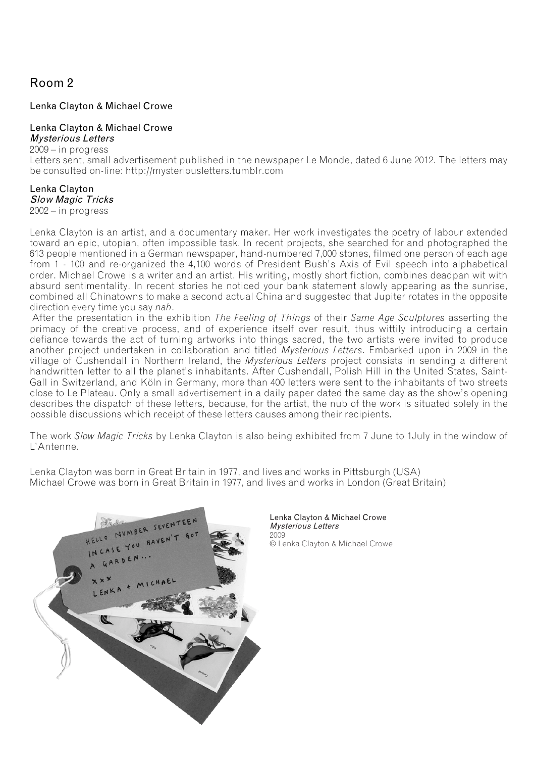# Room 2

Lenka Clayton & Michael Crowe

Lenka Clayton & Michael Crowe
*Mysterious Letters*
2009 – in progress
Letters sent, small advertisement published in the newspaper Le Monde, dated 6 June 2012. The letters may be consulted on-line: http://mysteriousletters.tumblr.com

Lenka Clayton
*Slow Magic Tricks*
2002 – in progress

Lenka Clayton is an artist, and a documentary maker. Her work investigates the poetry of labour extended toward an epic, utopian, often impossible task. In recent projects, she searched for and photographed the 613 people mentioned in a German newspaper, hand-numbered 7,000 stones, filmed one person of each age from 1 - 100 and re-organized the 4,100 words of President Bush's Axis of Evil speech into alphabetical order. Michael Crowe is a writer and an artist. His writing, mostly short fiction, combines deadpan wit with absurd sentimentality. In recent stories he noticed your bank statement slowly appearing as the sunrise, combined all Chinatowns to make a second actual China and suggested that Jupiter rotates in the opposite direction every time you say *nah*.

After the presentation in the exhibition *The Feeling of Things* of their *Same Age Sculptures* asserting the primacy of the creative process, and of experience itself over result, thus wittily introducing a certain defiance towards the act of turning artworks into things sacred, the two artists were invited to produce another project undertaken in collaboration and titled *Mysterious Letters*. Embarked upon in 2009 in the village of Cushendall in Northern Ireland, the *Mysterious Letters* project consists in sending a different handwritten letter to all the planet's inhabitants. After Cushendall, Polish Hill in the United States, Saint-Gall in Switzerland, and Köln in Germany, more than 400 letters were sent to the inhabitants of two streets close to Le Plateau. Only a small advertisement in a daily paper dated the same day as the show's opening describes the dispatch of these letters, because, for the artist, the nub of the work is situated solely in the possible discussions which receipt of these letters causes among their recipients.

The work *Slow Magic Tricks* by Lenka Clayton is also being exhibited from 7 June to 1July in the window of L'Antenne.

Lenka Clayton was born in Great Britain in 1977, and lives and works in Pittsburgh (USA)
Michael Crowe was born in Great Britain in 1977, and lives and works in London (Great Britain)

Lenka Clayton & Michael Crowe
*Mysterious Letters*
2009
© Lenka Clayton & Michael Crowe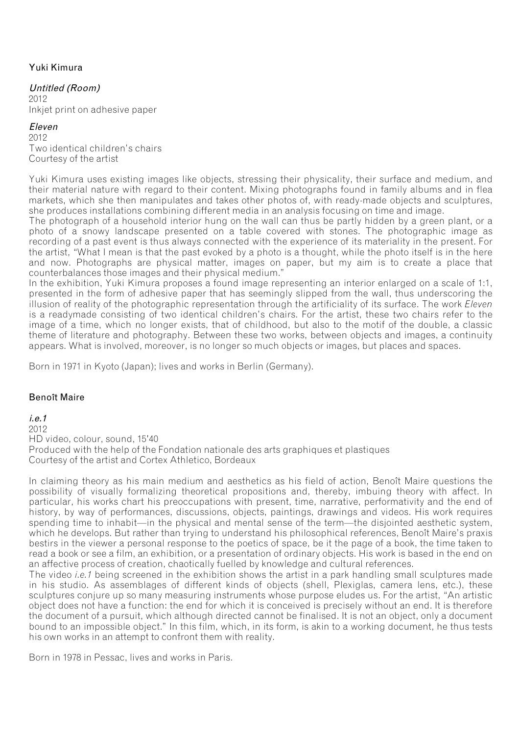## Yuki Kimura

*Untitled (Room)*
2012
Inkjet print on adhesive paper

*Eleven*
2012
Two identical children's chairs
Courtesy of the artist

Yuki Kimura uses existing images like objects, stressing their physicality, their surface and medium, and their material nature with regard to their content. Mixing photographs found in family albums and in flea markets, which she then manipulates and takes other photos of, with ready-made objects and sculptures, she produces installations combining different media in an analysis focusing on time and image.
The photograph of a household interior hung on the wall can thus be partly hidden by a green plant, or a photo of a snowy landscape presented on a table covered with stones. The photographic image as recording of a past event is thus always connected with the experience of its materiality in the present. For the artist, "What I mean is that the past evoked by a photo is a thought, while the photo itself is in the here and now. Photographs are physical matter, images on paper, but my aim is to create a place that counterbalances those images and their physical medium."
In the exhibition, Yuki Kimura proposes a found image representing an interior enlarged on a scale of 1:1, presented in the form of adhesive paper that has seemingly slipped from the wall, thus underscoring the illusion of reality of the photographic representation through the artificiality of its surface. The work *Eleven* is a readymade consisting of two identical children's chairs. For the artist, these two chairs refer to the image of a time, which no longer exists, that of childhood, but also to the motif of the double, a classic theme of literature and photography. Between these two works, between objects and images, a continuity appears. What is involved, moreover, is no longer so much objects or images, but places and spaces.

Born in 1971 in Kyoto (Japan); lives and works in Berlin (Germany).

## Benoît Maire

*i.e.1*
2012
HD video, colour, sound, 15'40
Produced with the help of the Fondation nationale des arts graphiques et plastiques
Courtesy of the artist and Cortex Athletico, Bordeaux

In claiming theory as his main medium and aesthetics as his field of action, Benoît Maire questions the possibility of visually formalizing theoretical propositions and, thereby, imbuing theory with affect. In particular, his works chart his preoccupations with present, time, narrative, performativity and the end of history, by way of performances, discussions, objects, paintings, drawings and videos. His work requires spending time to inhabit—in the physical and mental sense of the term—the disjointed aesthetic system, which he develops. But rather than trying to understand his philosophical references, Benoît Maire's praxis bestirs in the viewer a personal response to the poetics of space, be it the page of a book, the time taken to read a book or see a film, an exhibition, or a presentation of ordinary objects. His work is based in the end on an affective process of creation, chaotically fuelled by knowledge and cultural references.
The video *i.e.1* being screened in the exhibition shows the artist in a park handling small sculptures made in his studio. As assemblages of different kinds of objects (shell, Plexiglas, camera lens, etc.), these sculptures conjure up so many measuring instruments whose purpose eludes us. For the artist, "An artistic object does not have a function: the end for which it is conceived is precisely without an end. It is therefore the document of a pursuit, which although directed cannot be finalised. It is not an object, only a document bound to an impossible object." In this film, which, in its form, is akin to a working document, he thus tests his own works in an attempt to confront them with reality.

Born in 1978 in Pessac, lives and works in Paris.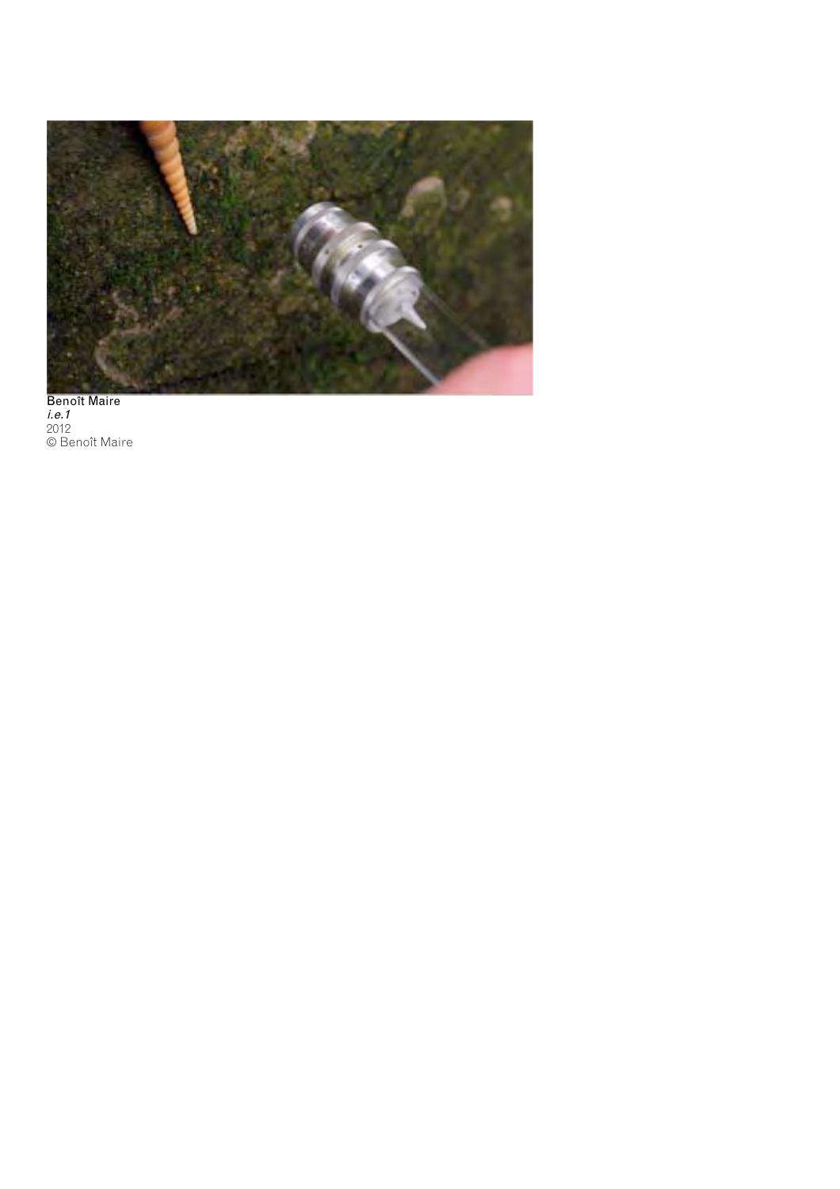Benoît Maire
*i.e.1*
2012
© Benoît Maire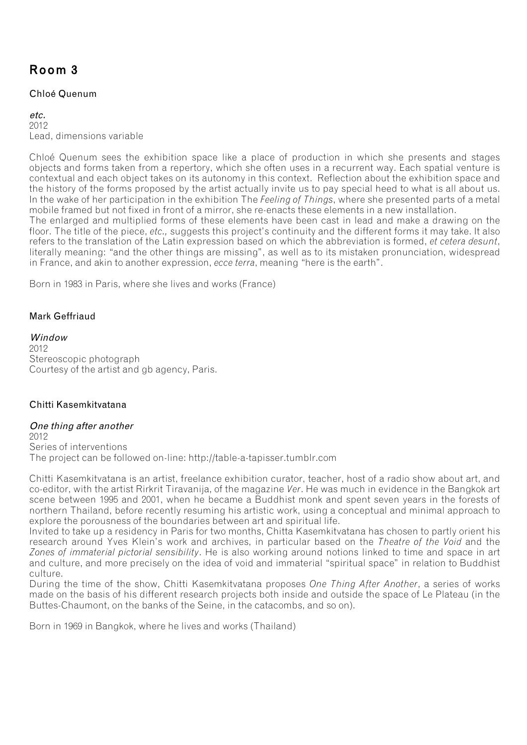## Room 3

### Chloé Quenum

*etc.*
2012
Lead, dimensions variable

Chloé Quenum sees the exhibition space like a place of production in which she presents and stages objects and forms taken from a repertory, which she often uses in a recurrent way. Each spatial venture is contextual and each object takes on its autonomy in this context. Reflection about the exhibition space and the history of the forms proposed by the artist actually invite us to pay special heed to what is all about us. In the wake of her participation in the exhibition The *Feeling of Things*, where she presented parts of a metal mobile framed but not fixed in front of a mirror, she re-enacts these elements in a new installation.
The enlarged and multiplied forms of these elements have been cast in lead and make a drawing on the floor. The title of the piece, *etc.,* suggests this project's continuity and the different forms it may take. It also refers to the translation of the Latin expression based on which the abbreviation is formed, *et cetera desunt*, literally meaning: "and the other things are missing", as well as to its mistaken pronunciation, widespread in France, and akin to another expression, *ecce terra*, meaning "here is the earth".

Born in 1983 in Paris, where she lives and works (France)

### Mark Geffriaud

*Window*
2012
Stereoscopic photograph
Courtesy of the artist and gb agency, Paris.

### Chitti Kasemkitvatana

*One thing after another*
2012
Series of interventions
The project can be followed on-line: http://table-a-tapisser.tumblr.com

Chitti Kasemkitvatana is an artist, freelance exhibition curator, teacher, host of a radio show about art, and co-editor, with the artist Rirkrit Tiravanija, of the magazine *Ver*. He was much in evidence in the Bangkok art scene between 1995 and 2001, when he became a Buddhist monk and spent seven years in the forests of northern Thailand, before recently resuming his artistic work, using a conceptual and minimal approach to explore the porousness of the boundaries between art and spiritual life.
Invited to take up a residency in Paris for two months, Chitta Kasemkitvatana has chosen to partly orient his research around Yves Klein's work and archives, in particular based on the *Theatre of the Void* and the *Zones of immaterial pictorial sensibility*. He is also working around notions linked to time and space in art and culture, and more precisely on the idea of void and immaterial "spiritual space" in relation to Buddhist culture.
During the time of the show, Chitti Kasemkitvatana proposes *One Thing After Another*, a series of works made on the basis of his different research projects both inside and outside the space of Le Plateau (in the Buttes-Chaumont, on the banks of the Seine, in the catacombs, and so on).

Born in 1969 in Bangkok, where he lives and works (Thailand)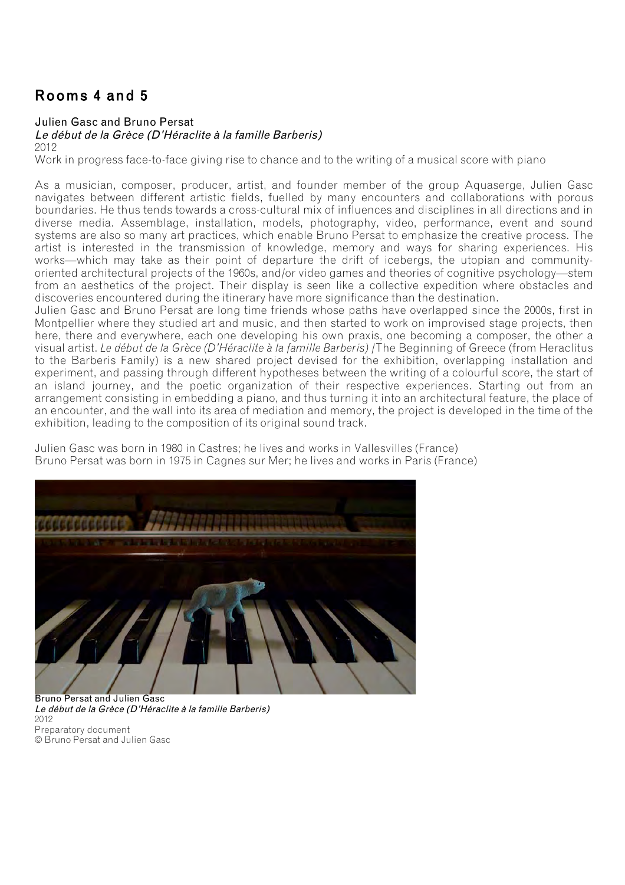## Rooms 4 and 5

Julien Gasc and Bruno Persat
*Le début de la Grèce (D'Héraclite à la famille Barberis)*
2012
Work in progress face-to-face giving rise to chance and to the writing of a musical score with piano

As a musician, composer, producer, artist, and founder member of the group Aquaserge, Julien Gasc navigates between different artistic fields, fuelled by many encounters and collaborations with porous boundaries. He thus tends towards a cross-cultural mix of influences and disciplines in all directions and in diverse media. Assemblage, installation, models, photography, video, performance, event and sound systems are also so many art practices, which enable Bruno Persat to emphasize the creative process. The artist is interested in the transmission of knowledge, memory and ways for sharing experiences. His works—which may take as their point of departure the drift of icebergs, the utopian and community-oriented architectural projects of the 1960s, and/or video games and theories of cognitive psychology—stem from an aesthetics of the project. Their display is seen like a collective expedition where obstacles and discoveries encountered during the itinerary have more significance than the destination.
Julien Gasc and Bruno Persat are long time friends whose paths have overlapped since the 2000s, first in Montpellier where they studied art and music, and then started to work on improvised stage projects, then here, there and everywhere, each one developing his own praxis, one becoming a composer, the other a visual artist. *Le début de la Grèce (D'Héraclite à la famille Barberis)* /The Beginning of Greece (from Heraclitus to the Barberis Family) is a new shared project devised for the exhibition, overlapping installation and experiment, and passing through different hypotheses between the writing of a colourful score, the start of an island journey, and the poetic organization of their respective experiences. Starting out from an arrangement consisting in embedding a piano, and thus turning it into an architectural feature, the place of an encounter, and the wall into its area of mediation and memory, the project is developed in the time of the exhibition, leading to the composition of its original sound track.

Julien Gasc was born in 1980 in Castres; he lives and works in Vallesvilles (France)
Bruno Persat was born in 1975 in Cagnes sur Mer; he lives and works in Paris (France)

Bruno Persat and Julien Gasc
*Le début de la Grèce (D'Héraclite à la famille Barberis)*
2012
Preparatory document
© Bruno Persat and Julien Gasc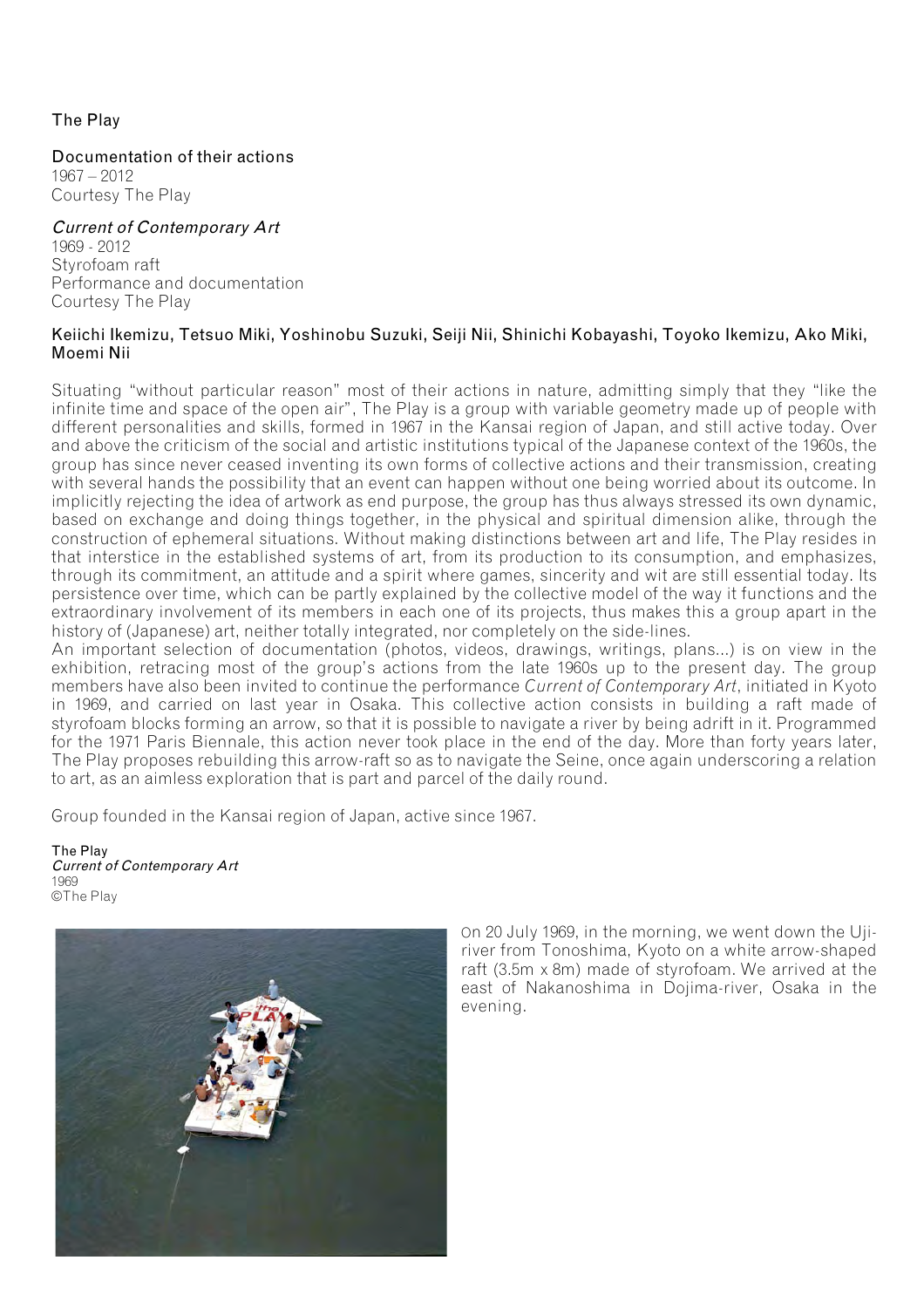The Play

Documentation of their actions
1967 – 2012
Courtesy The Play

*Current of Contemporary Art*
1969 - 2012
Styrofoam raft
Performance and documentation
Courtesy The Play

Keiichi Ikemizu, Tetsuo Miki, Yoshinobu Suzuki, Seiji Nii, Shinichi Kobayashi, Toyoko Ikemizu, Ako Miki, Moemi Nii

Situating "without particular reason" most of their actions in nature, admitting simply that they "like the infinite time and space of the open air", The Play is a group with variable geometry made up of people with different personalities and skills, formed in 1967 in the Kansai region of Japan, and still active today. Over and above the criticism of the social and artistic institutions typical of the Japanese context of the 1960s, the group has since never ceased inventing its own forms of collective actions and their transmission, creating with several hands the possibility that an event can happen without one being worried about its outcome. In implicitly rejecting the idea of artwork as end purpose, the group has thus always stressed its own dynamic, based on exchange and doing things together, in the physical and spiritual dimension alike, through the construction of ephemeral situations. Without making distinctions between art and life, The Play resides in that interstice in the established systems of art, from its production to its consumption, and emphasizes, through its commitment, an attitude and a spirit where games, sincerity and wit are still essential today. Its persistence over time, which can be partly explained by the collective model of the way it functions and the extraordinary involvement of its members in each one of its projects, thus makes this a group apart in the history of (Japanese) art, neither totally integrated, nor completely on the side-lines.
An important selection of documentation (photos, videos, drawings, writings, plans...) is on view in the exhibition, retracing most of the group's actions from the late 1960s up to the present day. The group members have also been invited to continue the performance *Current of Contemporary Art*, initiated in Kyoto in 1969, and carried on last year in Osaka. This collective action consists in building a raft made of styrofoam blocks forming an arrow, so that it is possible to navigate a river by being adrift in it. Programmed for the 1971 Paris Biennale, this action never took place in the end of the day. More than forty years later, The Play proposes rebuilding this arrow-raft so as to navigate the Seine, once again underscoring a relation to art, as an aimless exploration that is part and parcel of the daily round.

Group founded in the Kansai region of Japan, active since 1967.

The Play
*Current of Contemporary Art*
1969
©The Play

On 20 July 1969, in the morning, we went down the Uji-river from Tonoshima, Kyoto on a white arrow-shaped raft (3.5m x 8m) made of styrofoam. We arrived at the east of Nakanoshima in Dojima-river, Osaka in the evening.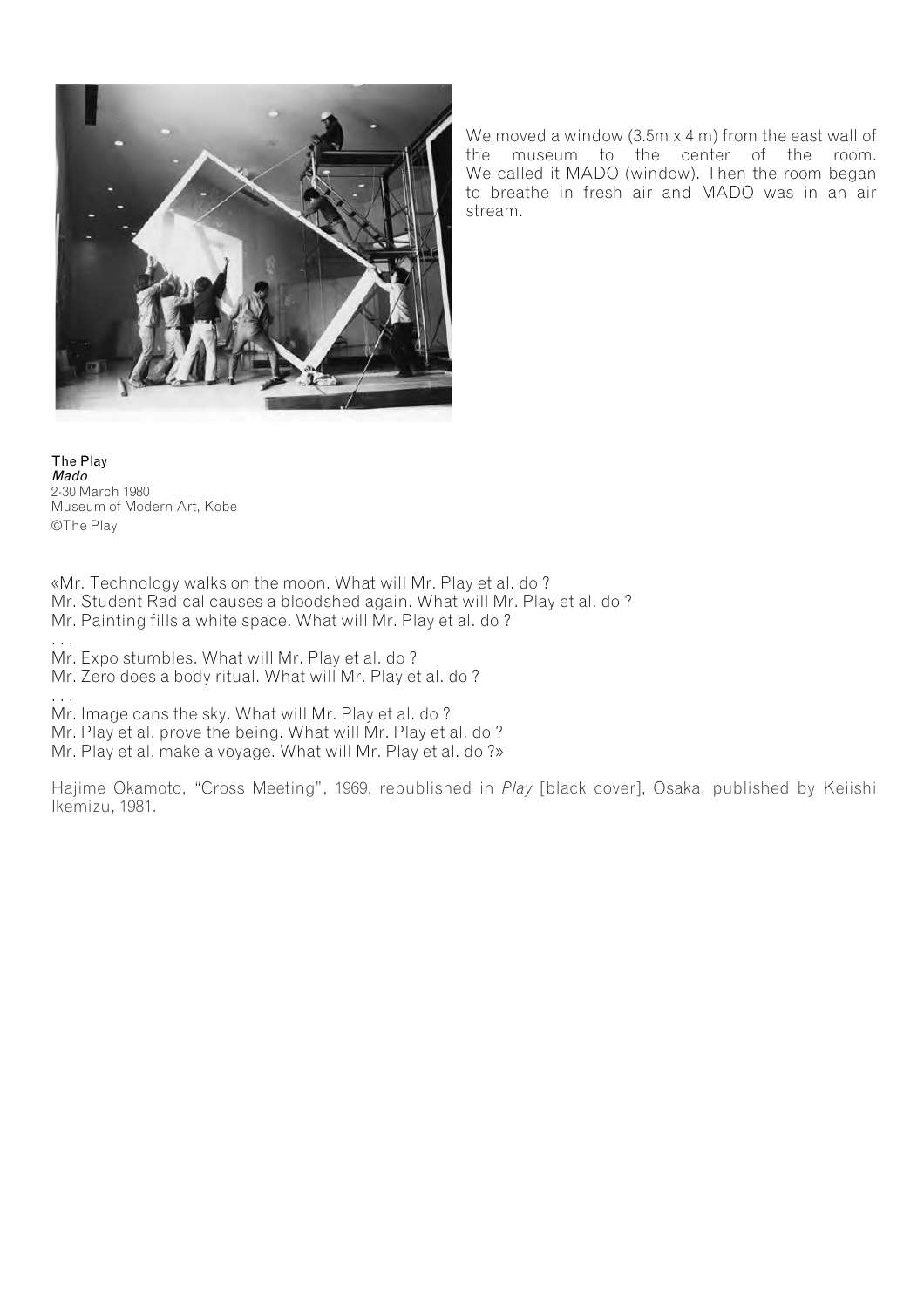We moved a window (3.5m x 4 m) from the east wall of the museum to the center of the room. We called it MADO (window). Then the room began to breathe in fresh air and MADO was in an air stream.

The Play
*Mado*
2-30 March 1980
Museum of Modern Art, Kobe
©The Play

«Mr. Technology walks on the moon. What will Mr. Play et al. do ?
Mr. Student Radical causes a bloodshed again. What will Mr. Play et al. do ?
Mr. Painting fills a white space. What will Mr. Play et al. do ?
. . .
Mr. Expo stumbles. What will Mr. Play et al. do ?
Mr. Zero does a body ritual. What will Mr. Play et al. do ?
. . .
Mr. Image cans the sky. What will Mr. Play et al. do ?
Mr. Play et al. prove the being. What will Mr. Play et al. do ?
Mr. Play et al. make a voyage. What will Mr. Play et al. do ?»

Hajime Okamoto, "Cross Meeting", 1969, republished in *Play* [black cover], Osaka, published by Keiishi Ikemizu, 1981.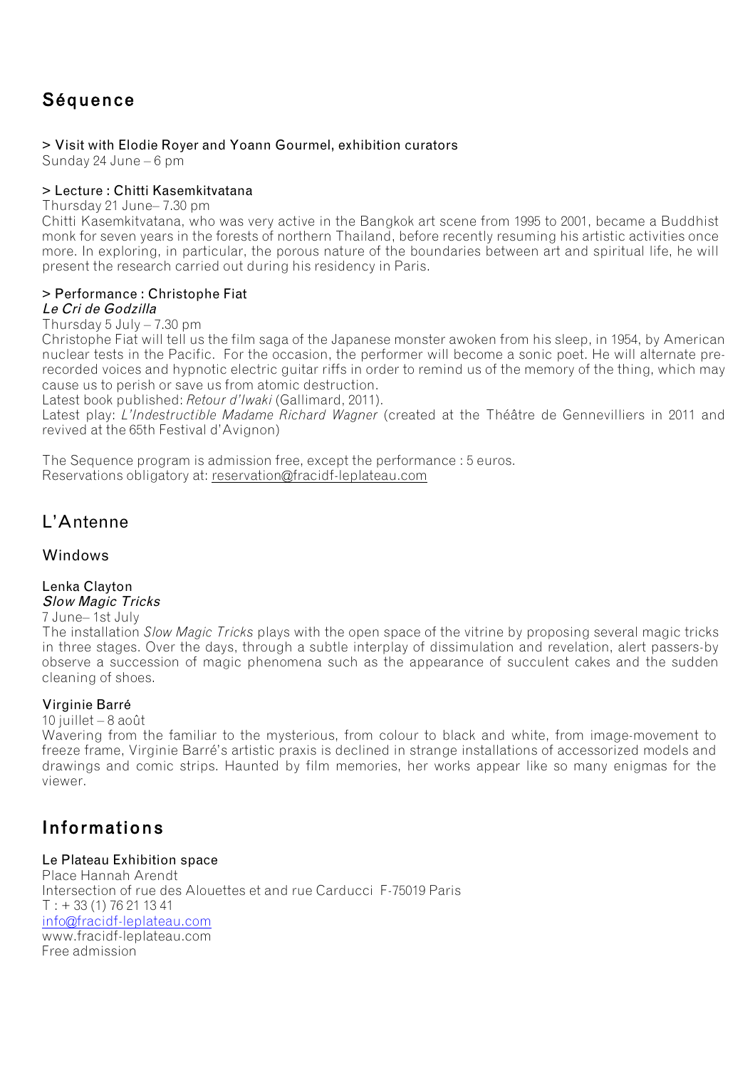## Séquence

**> Visit with Elodie Royer and Yoann Gourmel, exhibition curators**
Sunday 24 June – 6 pm

**> Lecture : Chitti Kasemkitvatana**
Thursday 21 June– 7.30 pm
Chitti Kasemkitvatana, who was very active in the Bangkok art scene from 1995 to 2001, became a Buddhist monk for seven years in the forests of northern Thailand, before recently resuming his artistic activities once more. In exploring, in particular, the porous nature of the boundaries between art and spiritual life, he will present the research carried out during his residency in Paris.

**> Performance : Christophe Fiat**
***Le Cri de Godzilla***
Thursday 5 July – 7.30 pm
Christophe Fiat will tell us the film saga of the Japanese monster awoken from his sleep, in 1954, by American nuclear tests in the Pacific. For the occasion, the performer will become a sonic poet. He will alternate pre-recorded voices and hypnotic electric guitar riffs in order to remind us of the memory of the thing, which may cause us to perish or save us from atomic destruction.
Latest book published: *Retour d'Iwaki* (Gallimard, 2011).
Latest play: *L'Indestructible Madame Richard Wagner* (created at the Théâtre de Gennevilliers in 2011 and revived at the 65th Festival d'Avignon)

The Sequence program is admission free, except the performance : 5 euros.
Reservations obligatory at: reservation@fracidf-leplateau.com

## L'Antenne

### Windows

**Lenka Clayton**
***Slow Magic Tricks***
7 June– 1st July
The installation *Slow Magic Tricks* plays with the open space of the vitrine by proposing several magic tricks in three stages. Over the days, through a subtle interplay of dissimulation and revelation, alert passers-by observe a succession of magic phenomena such as the appearance of succulent cakes and the sudden cleaning of shoes.

**Virginie Barré**
10 juillet – 8 août
Wavering from the familiar to the mysterious, from colour to black and white, from image-movement to freeze frame, Virginie Barré's artistic praxis is declined in strange installations of accessorized models and drawings and comic strips. Haunted by film memories, her works appear like so many enigmas for the viewer.

## Informations

**Le Plateau Exhibition space**
Place Hannah Arendt
Intersection of rue des Alouettes et and rue Carducci F-75019 Paris
T : + 33 (1) 76 21 13 41
info@fracidf-leplateau.com
www.fracidf-leplateau.com
Free admission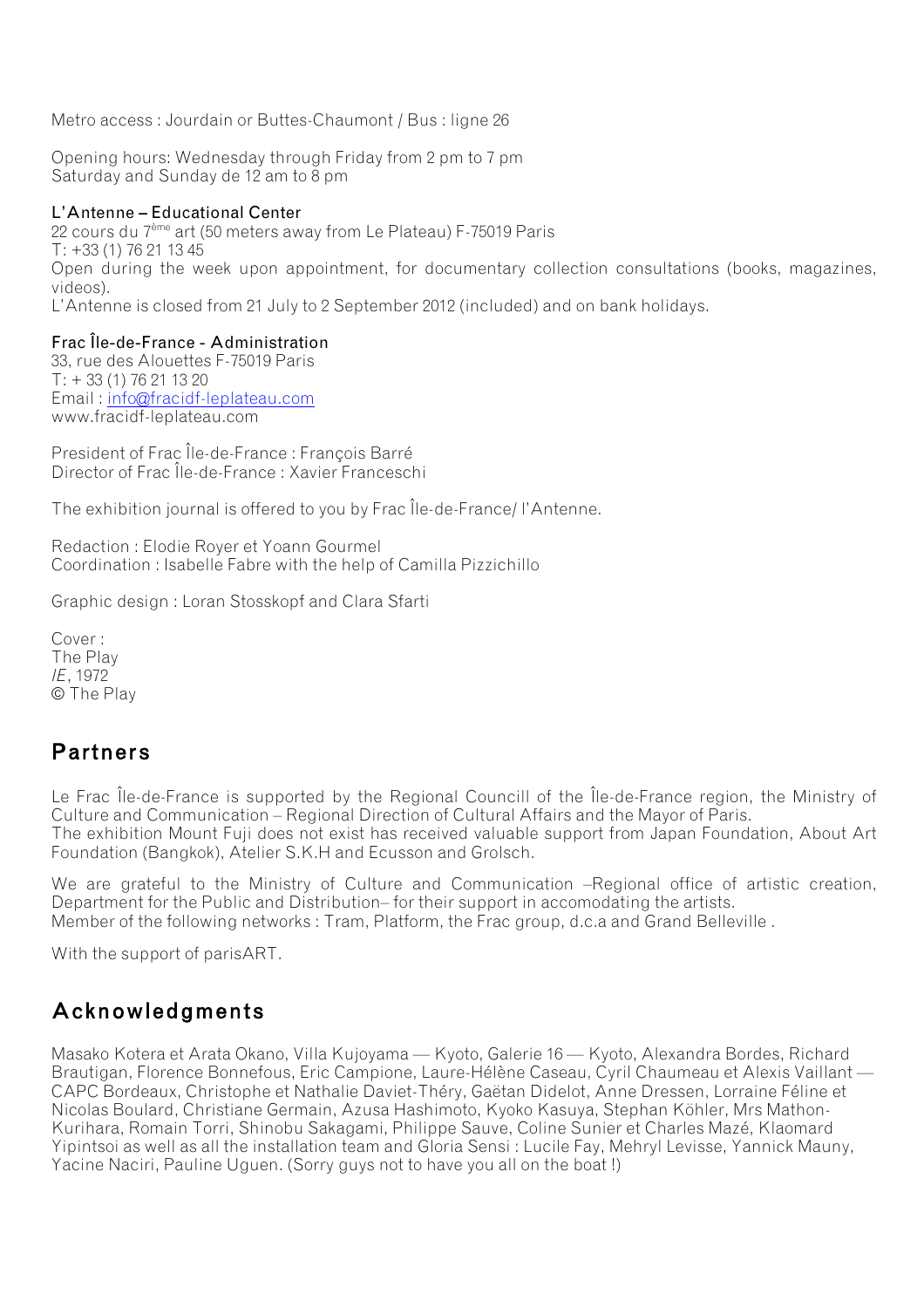Metro access : Jourdain or Buttes-Chaumont / Bus : ligne 26

Opening hours: Wednesday through Friday from 2 pm to 7 pm
Saturday and Sunday de 12 am to 8 pm

**L'Antenne – Educational Center**
22 cours du 7ème art (50 meters away from Le Plateau) F-75019 Paris
T: +33 (1) 76 21 13 45
Open during the week upon appointment, for documentary collection consultations (books, magazines, videos).
L'Antenne is closed from 21 July to 2 September 2012 (included) and on bank holidays.

**Frac Île-de-France - Administration**
33, rue des Alouettes F-75019 Paris
T: + 33 (1) 76 21 13 20
Email : info@fracidf-leplateau.com
www.fracidf-leplateau.com

President of Frac Île-de-France : François Barré
Director of Frac Île-de-France : Xavier Franceschi

The exhibition journal is offered to you by Frac Île-de-France/ l'Antenne.

Redaction : Elodie Royer et Yoann Gourmel
Coordination : Isabelle Fabre with the help of Camilla Pizzichillo

Graphic design : Loran Stosskopf and Clara Sfarti

Cover :
The Play
*IE*, 1972
© The Play

## Partners

Le Frac Île-de-France is supported by the Regional Councill of the Île-de-France region, the Ministry of Culture and Communication – Regional Direction of Cultural Affairs and the Mayor of Paris.
The exhibition Mount Fuji does not exist has received valuable support from Japan Foundation, About Art Foundation (Bangkok), Atelier S.K.H and Ecusson and Grolsch.

We are grateful to the Ministry of Culture and Communication –Regional office of artistic creation, Department for the Public and Distribution– for their support in accomodating the artists.
Member of the following networks : Tram, Platform, the Frac group, d.c.a and Grand Belleville .

With the support of parisART.

## Acknowledgments

Masako Kotera et Arata Okano, Villa Kujoyama — Kyoto, Galerie 16 — Kyoto, Alexandra Bordes, Richard Brautigan, Florence Bonnefous, Eric Campione, Laure-Hélène Caseau, Cyril Chaumeau et Alexis Vaillant — CAPC Bordeaux, Christophe et Nathalie Daviet-Théry, Gaëtan Didelot, Anne Dressen, Lorraine Féline et Nicolas Boulard, Christiane Germain, Azusa Hashimoto, Kyoko Kasuya, Stephan Köhler, Mrs Mathon-Kurihara, Romain Torri, Shinobu Sakagami, Philippe Sauve, Coline Sunier et Charles Mazé, Klaomard Yipintsoi as well as all the installation team and Gloria Sensi : Lucile Fay, Mehryl Levisse, Yannick Mauny, Yacine Naciri, Pauline Uguen. (Sorry guys not to have you all on the boat !)